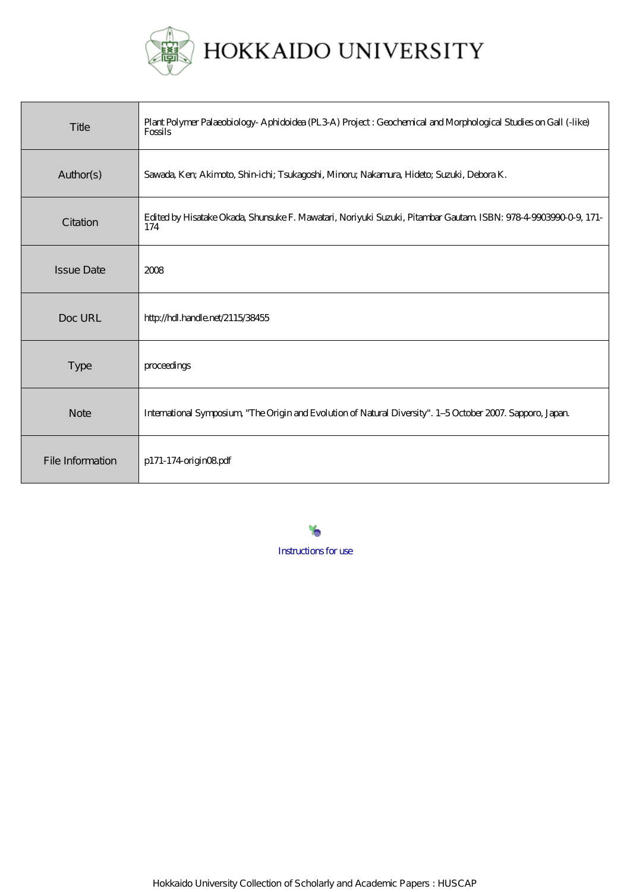# HOKKAIDO UNIVERSITY

| | |
|---|---|
| Title | Plant Polymer Palaeobiology- Aphidoidea (PL3-A) Project : Geochemical and Morphological Studies on Gall (-like) Fossils |
| Author(s) | Sawada, Ken; Akimoto, Shin-ichi; Tsukagoshi, Minoru; Nakamura, Hideto; Suzuki, Debora K. |
| Citation | Edited by Hisatake Okada, Shunsuke F. Mawatari, Noriyuki Suzuki, Pitambar Gautam. ISBN: 978-4-9903990-0-9, 171-174 |
| Issue Date | 2008 |
| Doc URL | http://hdl.handle.net/2115/38455 |
| Type | proceedings |
| Note | International Symposium, "The Origin and Evolution of Natural Diversity". 1–5 October 2007. Sapporo, Japan. |
| File Information | p171-174-origin08.pdf |

Instructions for use

Hokkaido University Collection of Scholarly and Academic Papers : HUSCAP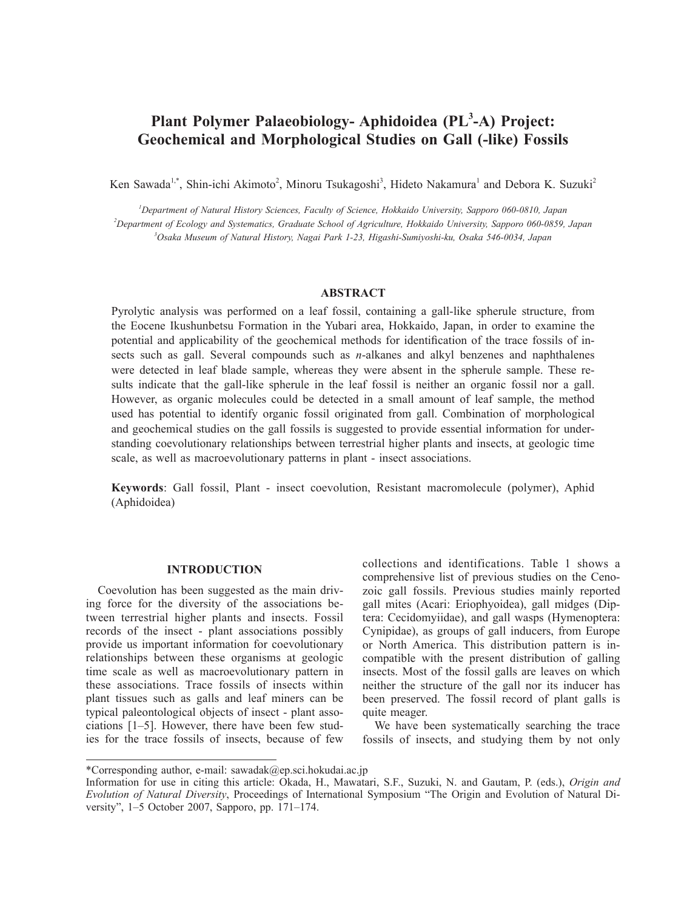# Plant Polymer Palaeobiology- Aphidoidea (PL$^3$-A) Project: Geochemical and Morphological Studies on Gall (-like) Fossils

Ken Sawada[1,*], Shin-ichi Akimoto[2], Minoru Tsukagoshi[3], Hideto Nakamura[1] and Debora K. Suzuki[2]

[1]*Department of Natural History Sciences, Faculty of Science, Hokkaido University, Sapporo 060-0810, Japan*
[2]*Department of Ecology and Systematics, Graduate School of Agriculture, Hokkaido University, Sapporo 060-0859, Japan*
[3]*Osaka Museum of Natural History, Nagai Park 1-23, Higashi-Sumiyoshi-ku, Osaka 546-0034, Japan*

## ABSTRACT

Pyrolytic analysis was performed on a leaf fossil, containing a gall-like spherule structure, from the Eocene Ikushunbetsu Formation in the Yubari area, Hokkaido, Japan, in order to examine the potential and applicability of the geochemical methods for identification of the trace fossils of insects such as gall. Several compounds such as *n*-alkanes and alkyl benzenes and naphthalenes were detected in leaf blade sample, whereas they were absent in the spherule sample. These results indicate that the gall-like spherule in the leaf fossil is neither an organic fossil nor a gall. However, as organic molecules could be detected in a small amount of leaf sample, the method used has potential to identify organic fossil originated from gall. Combination of morphological and geochemical studies on the gall fossils is suggested to provide essential information for understanding coevolutionary relationships between terrestrial higher plants and insects, at geologic time scale, as well as macroevolutionary patterns in plant - insect associations.

**Keywords**: Gall fossil, Plant - insect coevolution, Resistant macromolecule (polymer), Aphid (Aphidoidea)

## INTRODUCTION

Coevolution has been suggested as the main driving force for the diversity of the associations between terrestrial higher plants and insects. Fossil records of the insect - plant associations possibly provide us important information for coevolutionary relationships between these organisms at geologic time scale as well as macroevolutionary pattern in these associations. Trace fossils of insects within plant tissues such as galls and leaf miners can be typical paleontological objects of insect - plant associations [1–5]. However, there have been few studies for the trace fossils of insects, because of few collections and identifications. Table 1 shows a comprehensive list of previous studies on the Cenozoic gall fossils. Previous studies mainly reported gall mites (Acari: Eriophyoidea), gall midges (Diptera: Cecidomyiidae), and gall wasps (Hymenoptera: Cynipidae), as groups of gall inducers, from Europe or North America. This distribution pattern is incompatible with the present distribution of galling insects. Most of the fossil galls are leaves on which neither the structure of the gall nor its inducer has been preserved. The fossil record of plant galls is quite meager.

We have been systematically searching the trace fossils of insects, and studying them by not only

*Corresponding author, e-mail: sawadak@ep.sci.hokudai.ac.jp
Information for use in citing this article: Okada, H., Mawatari, S.F., Suzuki, N. and Gautam, P. (eds.), *Origin and Evolution of Natural Diversity*, Proceedings of International Symposium "The Origin and Evolution of Natural Diversity", 1–5 October 2007, Sapporo, pp. 171–174.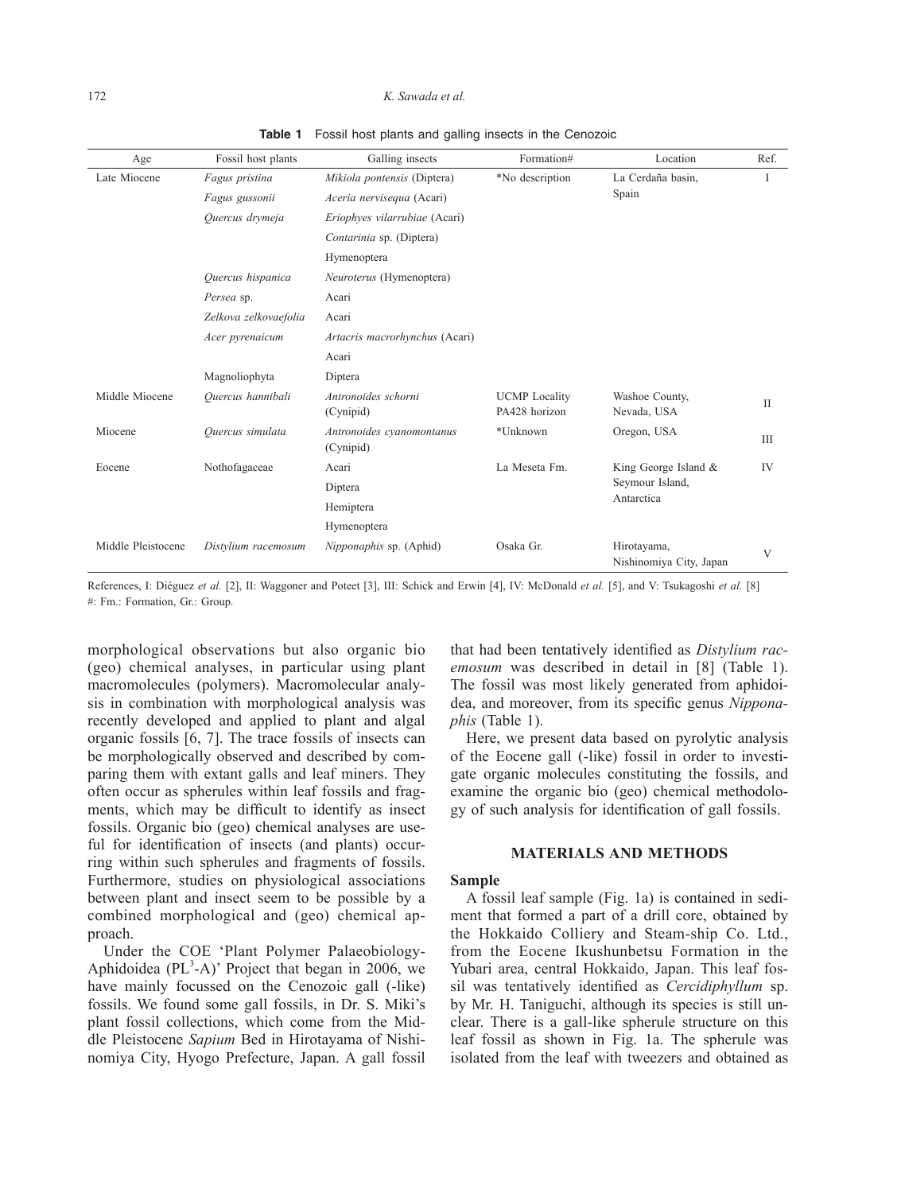**Table 1** Fossil host plants and galling insects in the Cenozoic

| Age | Fossil host plants | Galling insects | Formation# | Location | Ref. |
|---|---|---|---|---|---|
| Late Miocene | *Fagus pristina* | *Mikiola pontensis* (Diptera) | *No description | La Cerdaña basin, Spain | I |
| | *Fagus gussonii* | *Aceria nervisequa* (Acari) | | | |
| | *Quercus drymeja* | *Eriophyes vilarrubiae* (Acari) | | | |
| | | *Contarinia* sp. (Diptera) | | | |
| | | Hymenoptera | | | |
| | *Quercus hispanica* | *Neuroterus* (Hymenoptera) | | | |
| | *Persea* sp. | Acari | | | |
| | *Zelkova zelkovaefolia* | Acari | | | |
| | *Acer pyrenaicum* | *Artacris macrorhynchus* (Acari) | | | |
| | | Acari | | | |
| | Magnoliophyta | Diptera | | | |
| Middle Miocene | *Quercus hannibali* | *Antronoides schorni* (Cynipid) | UCMP Locality PA428 horizon | Washoe County, Nevada, USA | II |
| Miocene | *Quercus simulata* | *Antronoides cyanomontanus* (Cynipid) | *Unknown | Oregon, USA | III |
| Eocene | Nothofagaceae | Acari | La Meseta Fm. | King George Island & Seymour Island, Antarctica | IV |
| | | Diptera | | | |
| | | Hemiptera | | | |
| | | Hymenoptera | | | |
| Middle Pleistocene | *Distylium racemosum* | *Nipponaphis* sp. (Aphid) | Osaka Gr. | Hirotayama, Nishinomiya City, Japan | V |

References, I: Diéguez *et al.* [2], II: Waggoner and Poteet [3], III: Schick and Erwin [4], IV: McDonald *et al.* [5], and V: Tsukagoshi *et al.* [8]
#: Fm.: Formation, Gr.: Group.

morphological observations but also organic bio (geo) chemical analyses, in particular using plant macromolecules (polymers). Macromolecular analysis in combination with morphological analysis was recently developed and applied to plant and algal organic fossils [6, 7]. The trace fossils of insects can be morphologically observed and described by comparing them with extant galls and leaf miners. They often occur as spherules within leaf fossils and fragments, which may be difficult to identify as insect fossils. Organic bio (geo) chemical analyses are useful for identification of insects (and plants) occurring within such spherules and fragments of fossils. Furthermore, studies on physiological associations between plant and insect seem to be possible by a combined morphological and (geo) chemical approach.

Under the COE 'Plant Polymer Palaeobiology-Aphidoidea ($PL^3$-A)' Project that began in 2006, we have mainly focussed on the Cenozoic gall (-like) fossils. We found some gall fossils, in Dr. S. Miki's plant fossil collections, which come from the Middle Pleistocene *Sapium* Bed in Hirotayama of Nishinomiya City, Hyogo Prefecture, Japan. A gall fossil that had been tentatively identified as *Distylium racemosum* was described in detail in [8] (Table 1). The fossil was most likely generated from aphidoidea, and moreover, from its specific genus *Nipponaphis* (Table 1).

Here, we present data based on pyrolytic analysis of the Eocene gall (-like) fossil in order to investigate organic molecules constituting the fossils, and examine the organic bio (geo) chemical methodology of such analysis for identification of gall fossils.

## MATERIALS AND METHODS

### Sample

A fossil leaf sample (Fig. 1a) is contained in sediment that formed a part of a drill core, obtained by the Hokkaido Colliery and Steam-ship Co. Ltd., from the Eocene Ikushunbetsu Formation in the Yubari area, central Hokkaido, Japan. This leaf fossil was tentatively identified as *Cercidiphyllum* sp. by Mr. H. Taniguchi, although its species is still unclear. There is a gall-like spherule structure on this leaf fossil as shown in Fig. 1a. The spherule was isolated from the leaf with tweezers and obtained as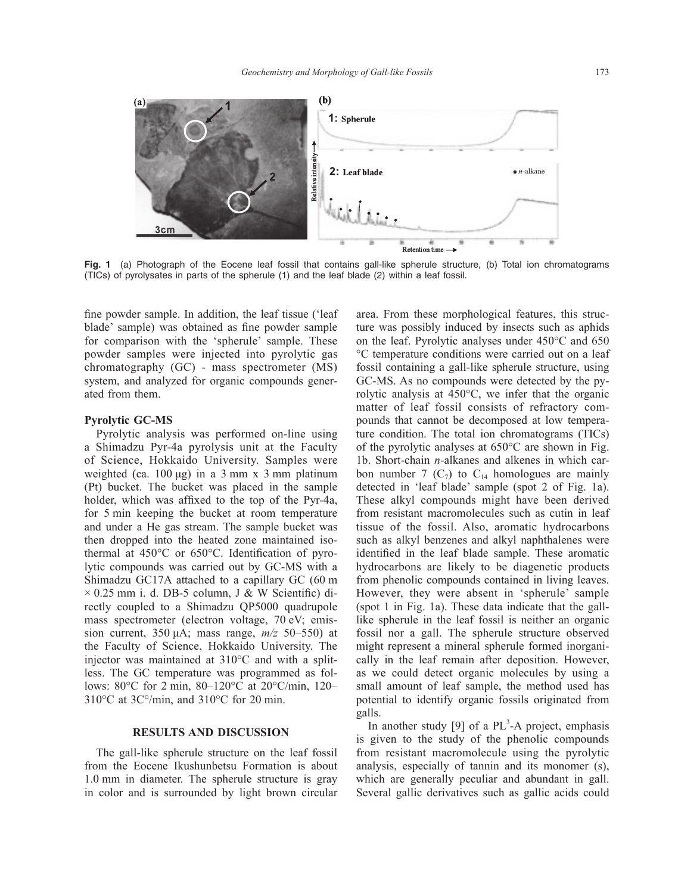**Fig. 1** (a) Photograph of the Eocene leaf fossil that contains gall-like spherule structure, (b) Total ion chromatograms (TICs) of pyrolysates in parts of the spherule (1) and the leaf blade (2) within a leaf fossil.

fine powder sample. In addition, the leaf tissue ('leaf blade' sample) was obtained as fine powder sample for comparison with the 'spherule' sample. These powder samples were injected into pyrolytic gas chromatography (GC) - mass spectrometer (MS) system, and analyzed for organic compounds generated from them.

### Pyrolytic GC-MS

Pyrolytic analysis was performed on-line using a Shimadzu Pyr-4a pyrolysis unit at the Faculty of Science, Hokkaido University. Samples were weighted (ca. 100 μg) in a 3 mm x 3 mm platinum (Pt) bucket. The bucket was placed in the sample holder, which was affixed to the top of the Pyr-4a, for 5 min keeping the bucket at room temperature and under a He gas stream. The sample bucket was then dropped into the heated zone maintained isothermal at 450°C or 650°C. Identification of pyrolytic compounds was carried out by GC-MS with a Shimadzu GC17A attached to a capillary GC (60 m × 0.25 mm i. d. DB-5 column, J & W Scientific) directly coupled to a Shimadzu QP5000 quadrupole mass spectrometer (electron voltage, 70 eV; emission current, 350 μA; mass range, *m/z* 50–550) at the Faculty of Science, Hokkaido University. The injector was maintained at 310°C and with a splitless. The GC temperature was programmed as follows: 80°C for 2 min, 80–120°C at 20°C/min, 120–310°C at 3C°/min, and 310°C for 20 min.

## RESULTS AND DISCUSSION

The gall-like spherule structure on the leaf fossil from the Eocene Ikushunbetsu Formation is about 1.0 mm in diameter. The spherule structure is gray in color and is surrounded by light brown circular area. From these morphological features, this structure was possibly induced by insects such as aphids on the leaf. Pyrolytic analyses under 450°C and 650 °C temperature conditions were carried out on a leaf fossil containing a gall-like spherule structure, using GC-MS. As no compounds were detected by the pyrolytic analysis at 450°C, we infer that the organic matter of leaf fossil consists of refractory compounds that cannot be decomposed at low temperature condition. The total ion chromatograms (TICs) of the pyrolytic analyses at 650°C are shown in Fig. 1b. Short-chain *n*-alkanes and alkenes in which carbon number 7 ($C_7$) to $C_{14}$ homologues are mainly detected in 'leaf blade' sample (spot 2 of Fig. 1a). These alkyl compounds might have been derived from resistant macromolecules such as cutin in leaf tissue of the fossil. Also, aromatic hydrocarbons such as alkyl benzenes and alkyl naphthalenes were identified in the leaf blade sample. These aromatic hydrocarbons are likely to be diagenetic products from phenolic compounds contained in living leaves. However, they were absent in 'spherule' sample (spot 1 in Fig. 1a). These data indicate that the gall-like spherule in the leaf fossil is neither an organic fossil nor a gall. The spherule structure observed might represent a mineral spherule formed inorganically in the leaf remain after deposition. However, as we could detect organic molecules by using a small amount of leaf sample, the method used has potential to identify organic fossils originated from galls.

In another study [9] of a PL$^3$-A project, emphasis is given to the study of the phenolic compounds from resistant macromolecule using the pyrolytic analysis, especially of tannin and its monomer (s), which are generally peculiar and abundant in gall. Several gallic derivatives such as gallic acids could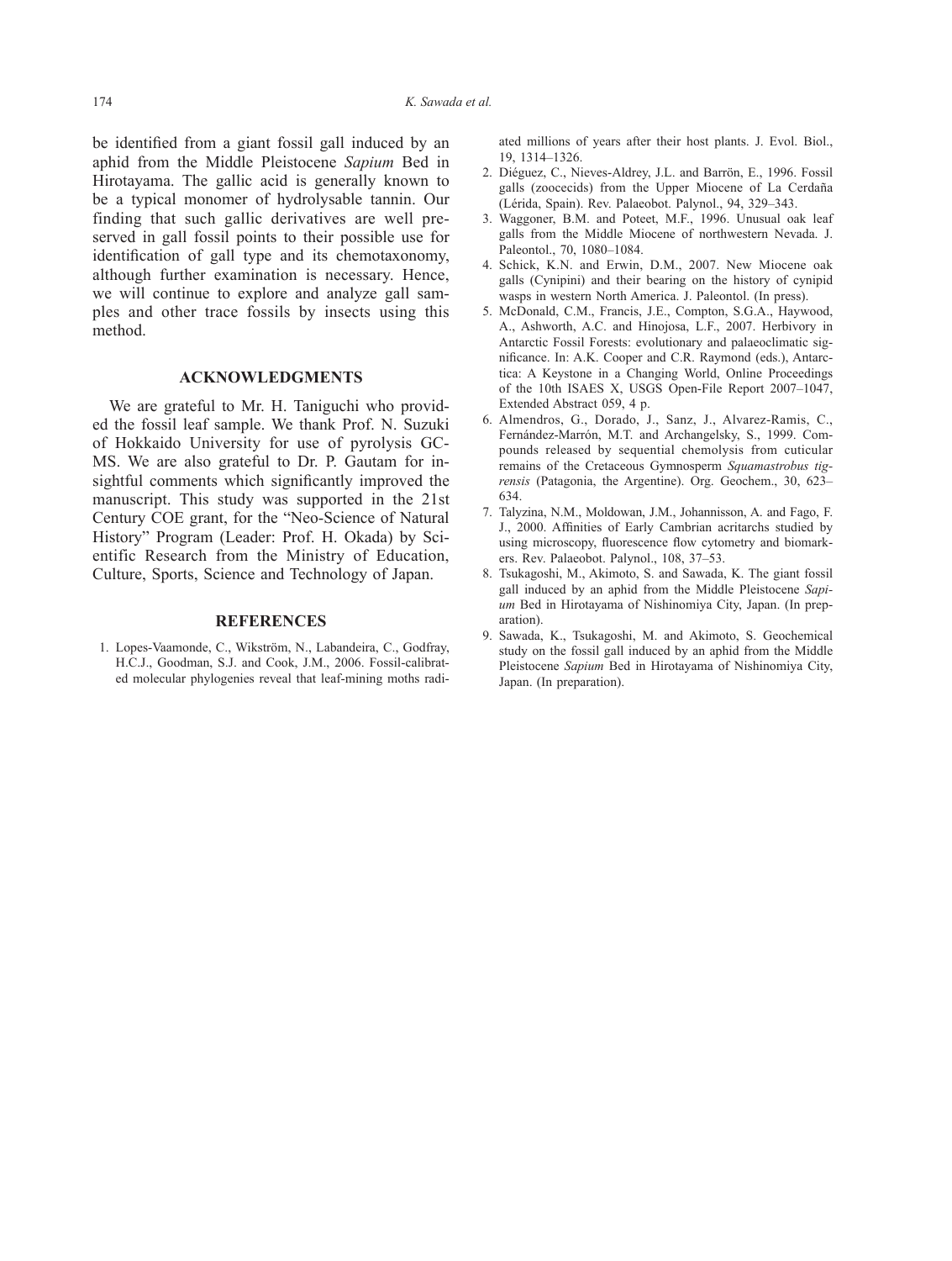be identified from a giant fossil gall induced by an aphid from the Middle Pleistocene *Sapium* Bed in Hirotayama. The gallic acid is generally known to be a typical monomer of hydrolysable tannin. Our finding that such gallic derivatives are well preserved in gall fossil points to their possible use for identification of gall type and its chemotaxonomy, although further examination is necessary. Hence, we will continue to explore and analyze gall samples and other trace fossils by insects using this method.

## ACKNOWLEDGMENTS

We are grateful to Mr. H. Taniguchi who provided the fossil leaf sample. We thank Prof. N. Suzuki of Hokkaido University for use of pyrolysis GC-MS. We are also grateful to Dr. P. Gautam for insightful comments which significantly improved the manuscript. This study was supported in the 21st Century COE grant, for the "Neo-Science of Natural History" Program (Leader: Prof. H. Okada) by Scientific Research from the Ministry of Education, Culture, Sports, Science and Technology of Japan.

## REFERENCES

1. Lopes-Vaamonde, C., Wikström, N., Labandeira, C., Godfray, H.C.J., Goodman, S.J. and Cook, J.M., 2006. Fossil-calibrated molecular phylogenies reveal that leaf-mining moths radiated millions of years after their host plants. J. Evol. Biol., 19, 1314–1326.
2. Diéguez, C., Nieves-Aldrey, J.L. and Barrön, E., 1996. Fossil galls (zoocecids) from the Upper Miocene of La Cerdaña (Lérida, Spain). Rev. Palaeobot. Palynol., 94, 329–343.
3. Waggoner, B.M. and Poteet, M.F., 1996. Unusual oak leaf galls from the Middle Miocene of northwestern Nevada. J. Paleontol., 70, 1080–1084.
4. Schick, K.N. and Erwin, D.M., 2007. New Miocene oak galls (Cynipini) and their bearing on the history of cynipid wasps in western North America. J. Paleontol. (In press).
5. McDonald, C.M., Francis, J.E., Compton, S.G.A., Haywood, A., Ashworth, A.C. and Hinojosa, L.F., 2007. Herbivory in Antarctic Fossil Forests: evolutionary and palaeoclimatic significance. In: A.K. Cooper and C.R. Raymond (eds.), Antarctica: A Keystone in a Changing World, Online Proceedings of the 10th ISAES X, USGS Open-File Report 2007–1047, Extended Abstract 059, 4 p.
6. Almendros, G., Dorado, J., Sanz, J., Alvarez-Ramis, C., Fernández-Marrón, M.T. and Archangelsky, S., 1999. Compounds released by sequential chemolysis from cuticular remains of the Cretaceous Gymnosperm *Squamastrobus tigrensis* (Patagonia, the Argentine). Org. Geochem., 30, 623–634.
7. Talyzina, N.M., Moldowan, J.M., Johannisson, A. and Fago, F. J., 2000. Affinities of Early Cambrian acritarchs studied by using microscopy, fluorescence flow cytometry and biomarkers. Rev. Palaeobot. Palynol., 108, 37–53.
8. Tsukagoshi, M., Akimoto, S. and Sawada, K. The giant fossil gall induced by an aphid from the Middle Pleistocene *Sapium* Bed in Hirotayama of Nishinomiya City, Japan. (In preparation).
9. Sawada, K., Tsukagoshi, M. and Akimoto, S. Geochemical study on the fossil gall induced by an aphid from the Middle Pleistocene *Sapium* Bed in Hirotayama of Nishinomiya City, Japan. (In preparation).